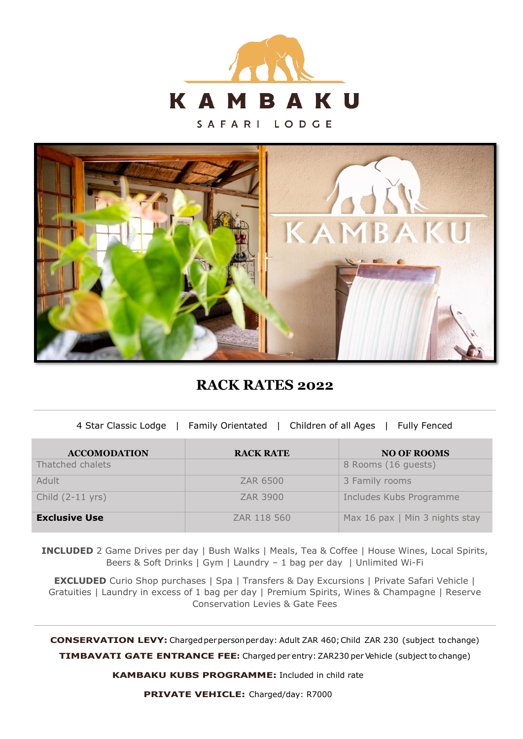# KAMBAKU

SAFARI LODGE

## RACK RATES 2022

4 Star Classic Lodge | Family Orientated | Children of all Ages | Fully Fenced

| ACCOMODATION | RACK RATE | NO OF ROOMS |
|---|---|---|
| Thatched chalets | | 8 Rooms (16 guests) |
| Adult | ZAR 6500 | 3 Family rooms |
| Child (2-11 yrs) | ZAR 3900 | Includes Kubs Programme |
| **Exclusive Use** | ZAR 118 560 | Max 16 pax \| Min 3 nights stay |

**INCLUDED** 2 Game Drives per day | Bush Walks | Meals, Tea & Coffee | House Wines, Local Spirits, Beers & Soft Drinks | Gym | Laundry – 1 bag per day | Unlimited Wi-Fi

**EXCLUDED** Curio Shop purchases | Spa | Transfers & Day Excursions | Private Safari Vehicle | Gratuities | Laundry in excess of 1 bag per day | Premium Spirits, Wines & Champagne | Reserve Conservation Levies & Gate Fees

---

**CONSERVATION LEVY:** Charged per person per day: Adult ZAR 460; Child ZAR 230 (subject to change)

**TIMBAVATI GATE ENTRANCE FEE:** Charged per entry: ZAR230 per Vehicle (subject to change)

**KAMBAKU KUBS PROGRAMME:** Included in child rate

**PRIVATE VEHICLE:** Charged/day: R7000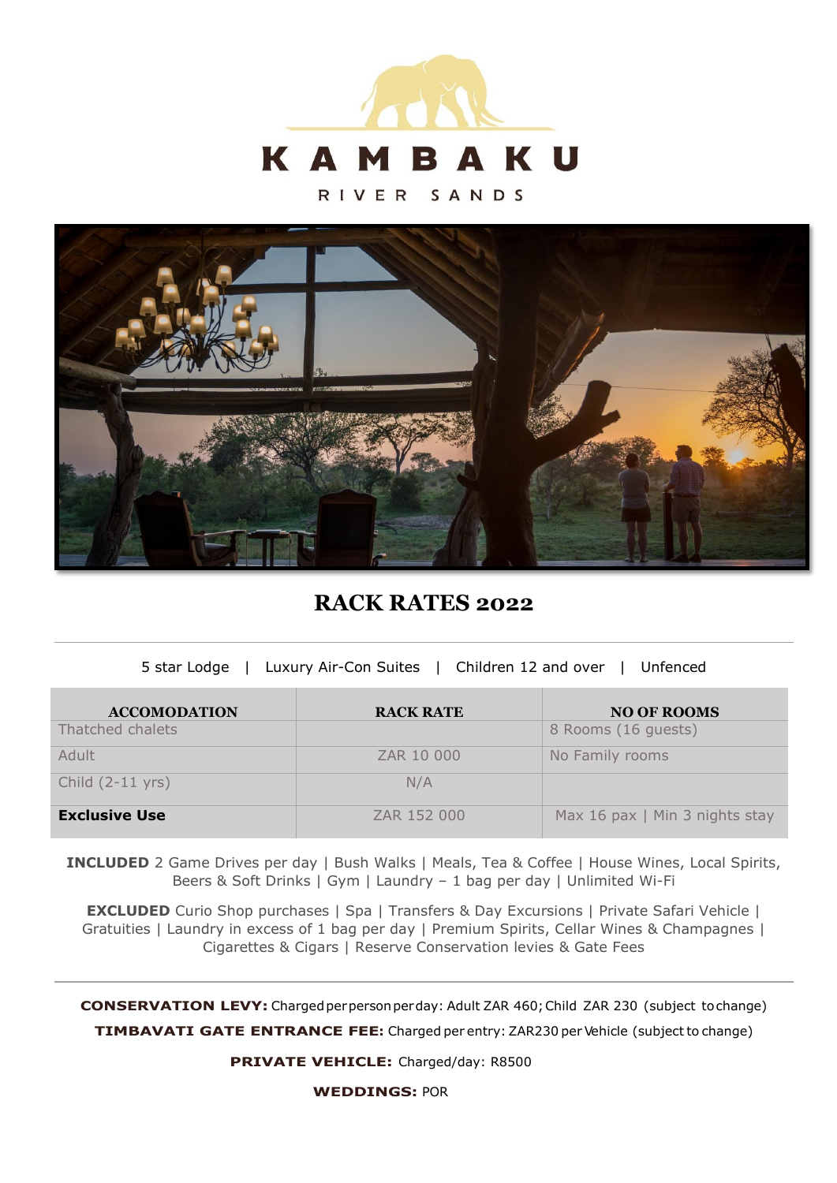KAMBAKU

RIVER SANDS

# RACK RATES 2022

5 star Lodge | Luxury Air-Con Suites | Children 12 and over | Unfenced

| ACCOMODATION | RACK RATE | NO OF ROOMS |
|---|---|---|
| Thatched chalets | | 8 Rooms (16 guests) |
| Adult | ZAR 10 000 | No Family rooms |
| Child (2-11 yrs) | N/A | |
| **Exclusive Use** | ZAR 152 000 | Max 16 pax \| Min 3 nights stay |

**INCLUDED** 2 Game Drives per day | Bush Walks | Meals, Tea & Coffee | House Wines, Local Spirits, Beers & Soft Drinks | Gym | Laundry – 1 bag per day | Unlimited Wi-Fi

**EXCLUDED** Curio Shop purchases | Spa | Transfers & Day Excursions | Private Safari Vehicle | Gratuities | Laundry in excess of 1 bag per day | Premium Spirits, Cellar Wines & Champagnes | Cigarettes & Cigars | Reserve Conservation levies & Gate Fees

---

**CONSERVATION LEVY:** Charged per person per day: Adult ZAR 460; Child ZAR 230 (subject to change)

**TIMBAVATI GATE ENTRANCE FEE:** Charged per entry: ZAR230 per Vehicle (subject to change)

**PRIVATE VEHICLE:** Charged/day: R8500

**WEDDINGS:** POR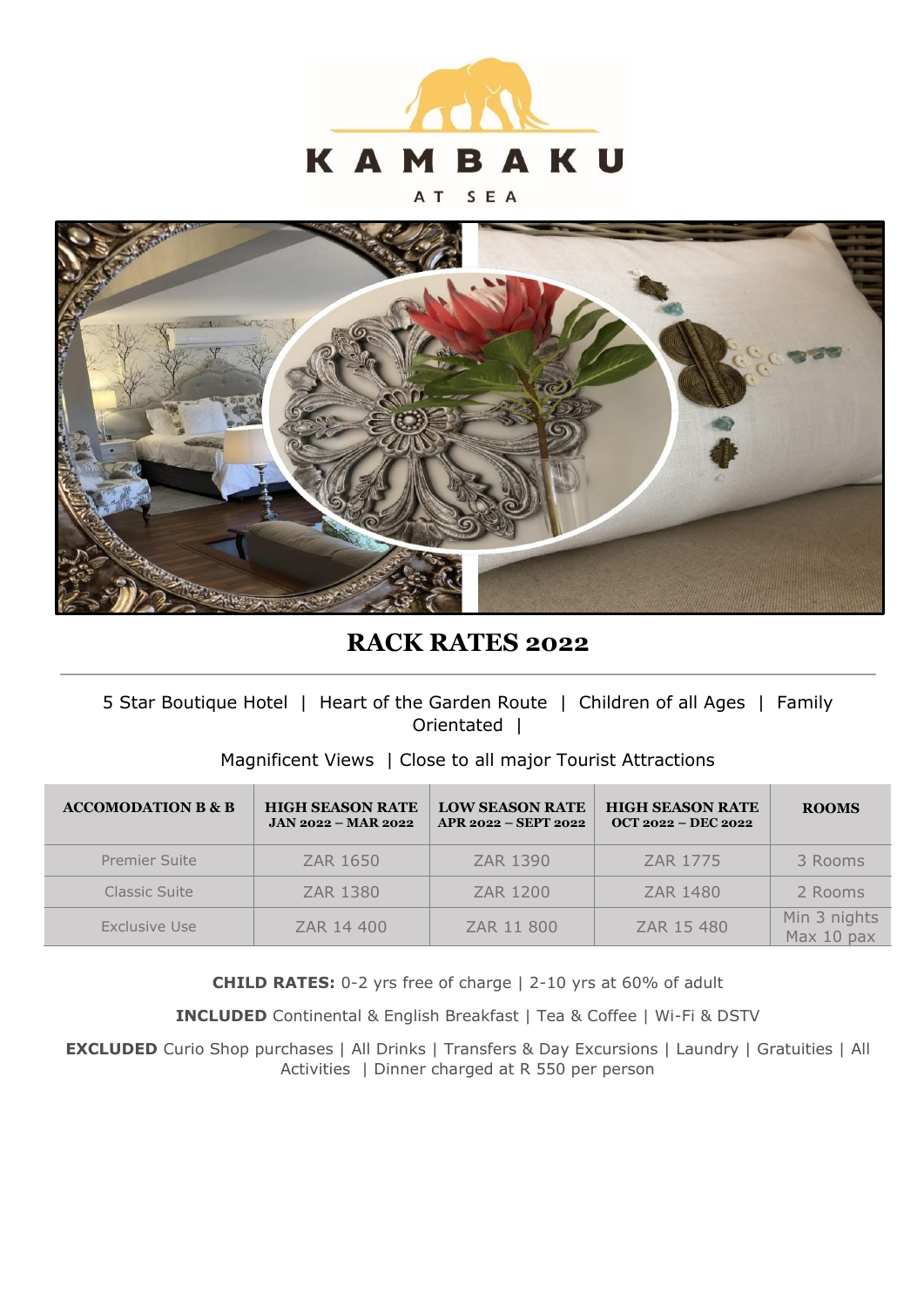KAMBAKU

AT SEA

# RACK RATES 2022

5 Star Boutique Hotel | Heart of the Garden Route | Children of all Ages | Family Orientated |

Magnificent Views | Close to all major Tourist Attractions

| ACCOMODATION B & B | HIGH SEASON RATE JAN 2022 – MAR 2022 | LOW SEASON RATE APR 2022 – SEPT 2022 | HIGH SEASON RATE OCT 2022 – DEC 2022 | ROOMS |
|---|---|---|---|---|
| Premier Suite | ZAR 1650 | ZAR 1390 | ZAR 1775 | 3 Rooms |
| Classic Suite | ZAR 1380 | ZAR 1200 | ZAR 1480 | 2 Rooms |
| Exclusive Use | ZAR 14 400 | ZAR 11 800 | ZAR 15 480 | Min 3 nights Max 10 pax |

**CHILD RATES:** 0-2 yrs free of charge | 2-10 yrs at 60% of adult

**INCLUDED** Continental & English Breakfast | Tea & Coffee | Wi-Fi & DSTV

**EXCLUDED** Curio Shop purchases | All Drinks | Transfers & Day Excursions | Laundry | Gratuities | All Activities | Dinner charged at R 550 per person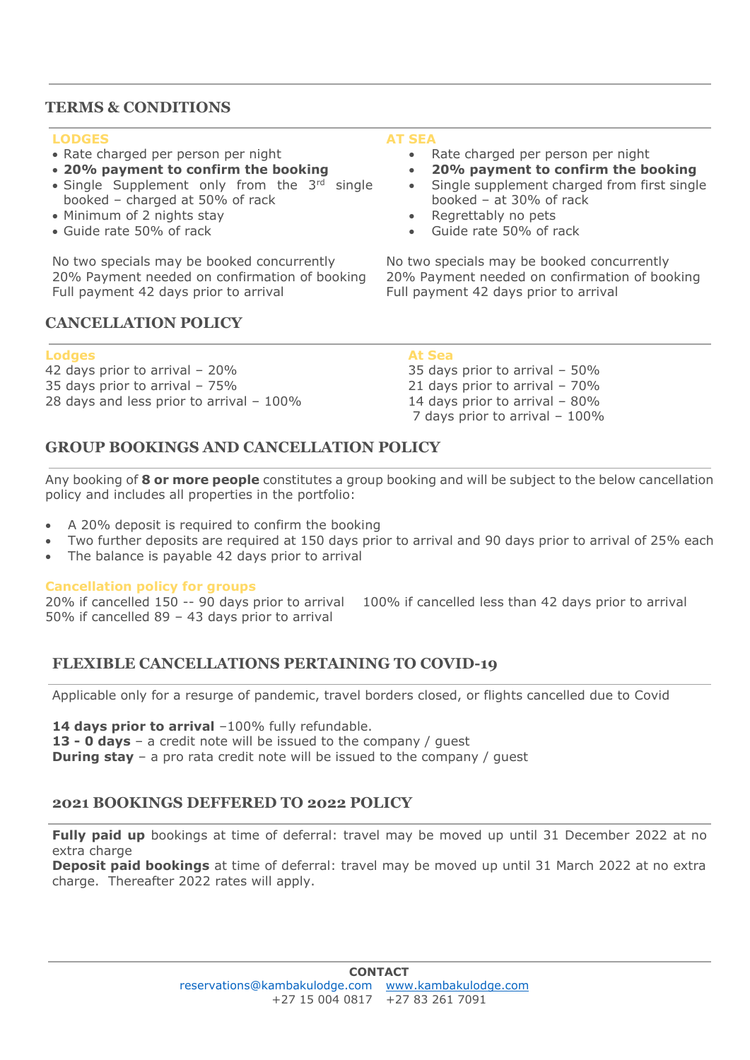## TERMS & CONDITIONS

### LODGES

- Rate charged per person per night
- **20% payment to confirm the booking**
- Single Supplement only from the 3rd single booked – charged at 50% of rack
- Minimum of 2 nights stay
- Guide rate 50% of rack

No two specials may be booked concurrently
20% Payment needed on confirmation of booking
Full payment 42 days prior to arrival

### AT SEA

- Rate charged per person per night
- **20% payment to confirm the booking**
- Single supplement charged from first single booked – at 30% of rack
- Regrettably no pets
- Guide rate 50% of rack

No two specials may be booked concurrently
20% Payment needed on confirmation of booking
Full payment 42 days prior to arrival

## CANCELLATION POLICY

### Lodges

42 days prior to arrival – 20%
35 days prior to arrival – 75%
28 days and less prior to arrival – 100%

### At Sea

35 days prior to arrival – 50%
21 days prior to arrival – 70%
14 days prior to arrival – 80%
7 days prior to arrival – 100%

## GROUP BOOKINGS AND CANCELLATION POLICY

Any booking of **8 or more people** constitutes a group booking and will be subject to the below cancellation policy and includes all properties in the portfolio:

- A 20% deposit is required to confirm the booking
- Two further deposits are required at 150 days prior to arrival and 90 days prior to arrival of 25% each
- The balance is payable 42 days prior to arrival

### Cancellation policy for groups

20% if cancelled 150 -- 90 days prior to arrival
50% if cancelled 89 – 43 days prior to arrival
100% if cancelled less than 42 days prior to arrival

## FLEXIBLE CANCELLATIONS PERTAINING TO COVID-19

Applicable only for a resurge of pandemic, travel borders closed, or flights cancelled due to Covid

**14 days prior to arrival** –100% fully refundable.
**13 - 0 days** – a credit note will be issued to the company / guest
**During stay** – a pro rata credit note will be issued to the company / guest

## 2021 BOOKINGS DEFFERED TO 2022 POLICY

**Fully paid up** bookings at time of deferral: travel may be moved up until 31 December 2022 at no extra charge
**Deposit paid bookings** at time of deferral: travel may be moved up until 31 March 2022 at no extra charge. Thereafter 2022 rates will apply.

**CONTACT**
reservations@kambakulodge.com www.kambakulodge.com
+27 15 004 0817 +27 83 261 7091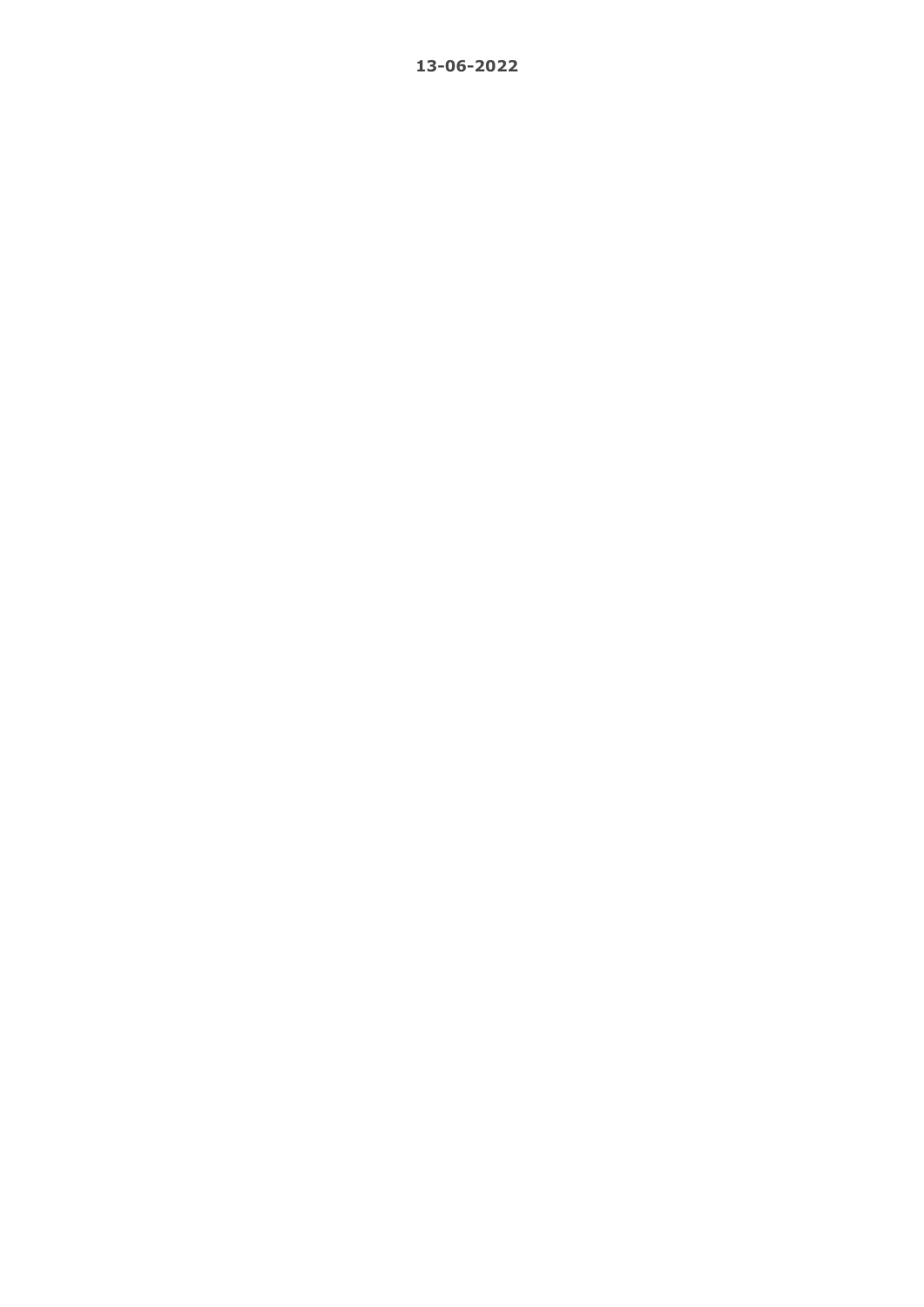**13-06-2022**